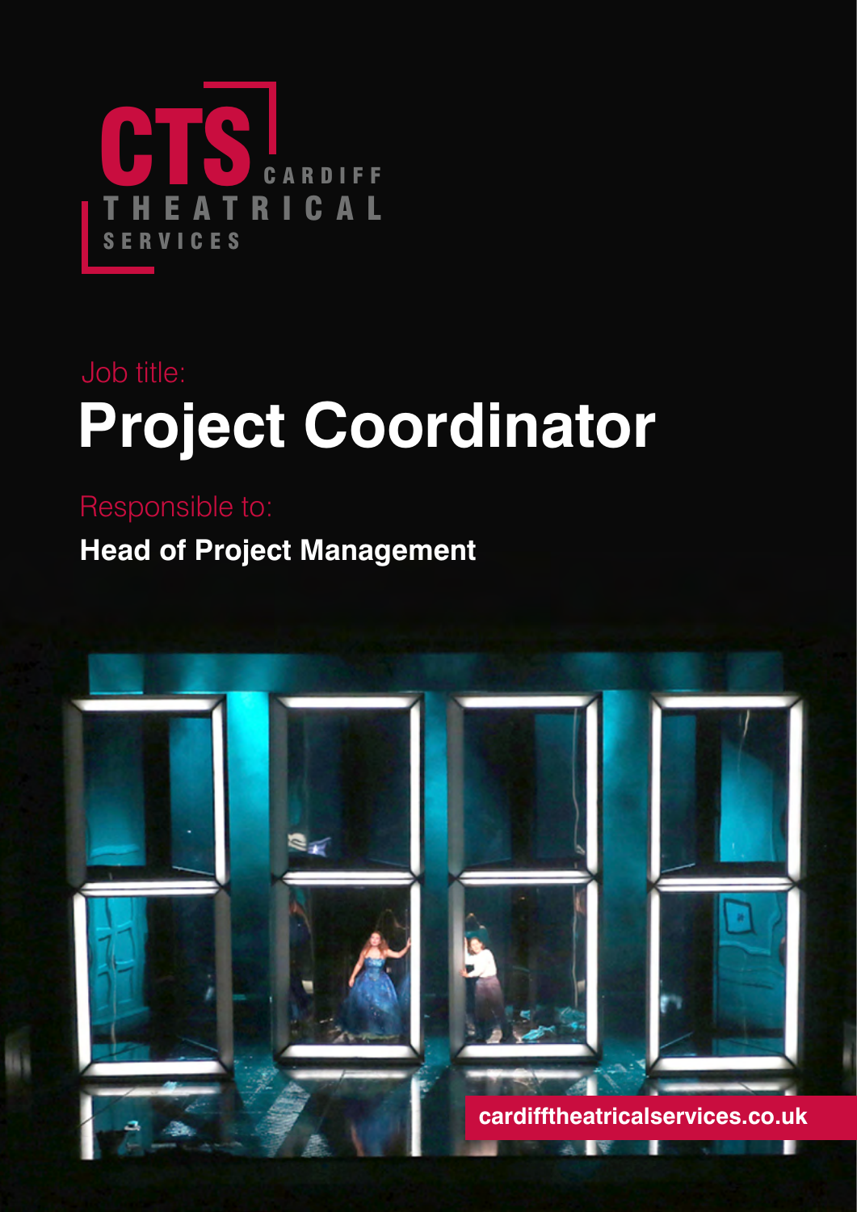CTS CARDIFF THEATRICAL SERVICES

Job title:

# Project Coordinator

Responsible to:

**Head of Project Management**

**cardifftheatricalservices.co.uk**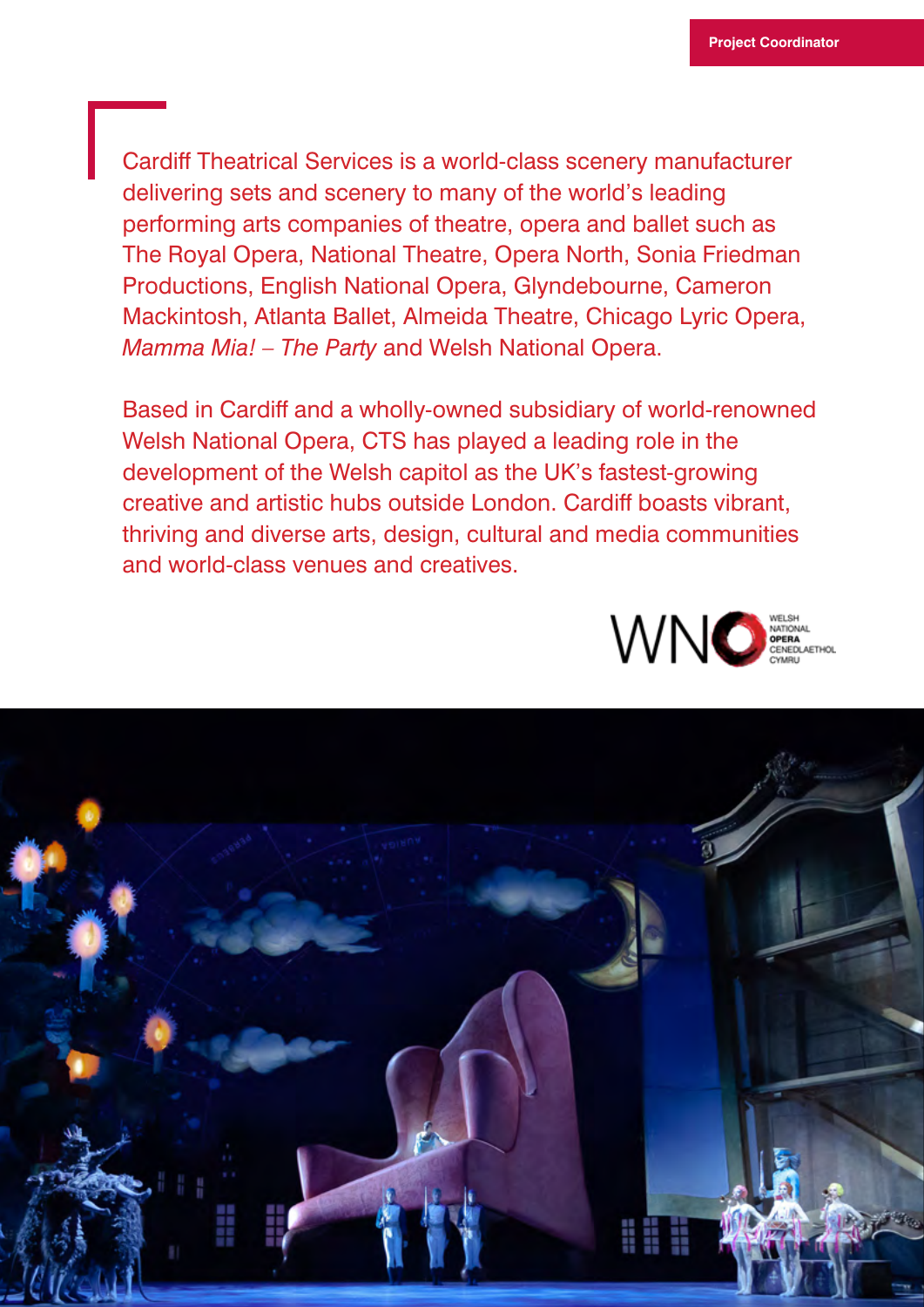Cardiff Theatrical Services is a world-class scenery manufacturer delivering sets and scenery to many of the world's leading performing arts companies of theatre, opera and ballet such as The Royal Opera, National Theatre, Opera North, Sonia Friedman Productions, English National Opera, Glyndebourne, Cameron Mackintosh, Atlanta Ballet, Almeida Theatre, Chicago Lyric Opera, *Mamma Mia! – The Party* and Welsh National Opera.

Based in Cardiff and a wholly-owned subsidiary of world-renowned Welsh National Opera, CTS has played a leading role in the development of the Welsh capitol as the UK's fastest-growing creative and artistic hubs outside London. Cardiff boasts vibrant, thriving and diverse arts, design, cultural and media communities and world-class venues and creatives.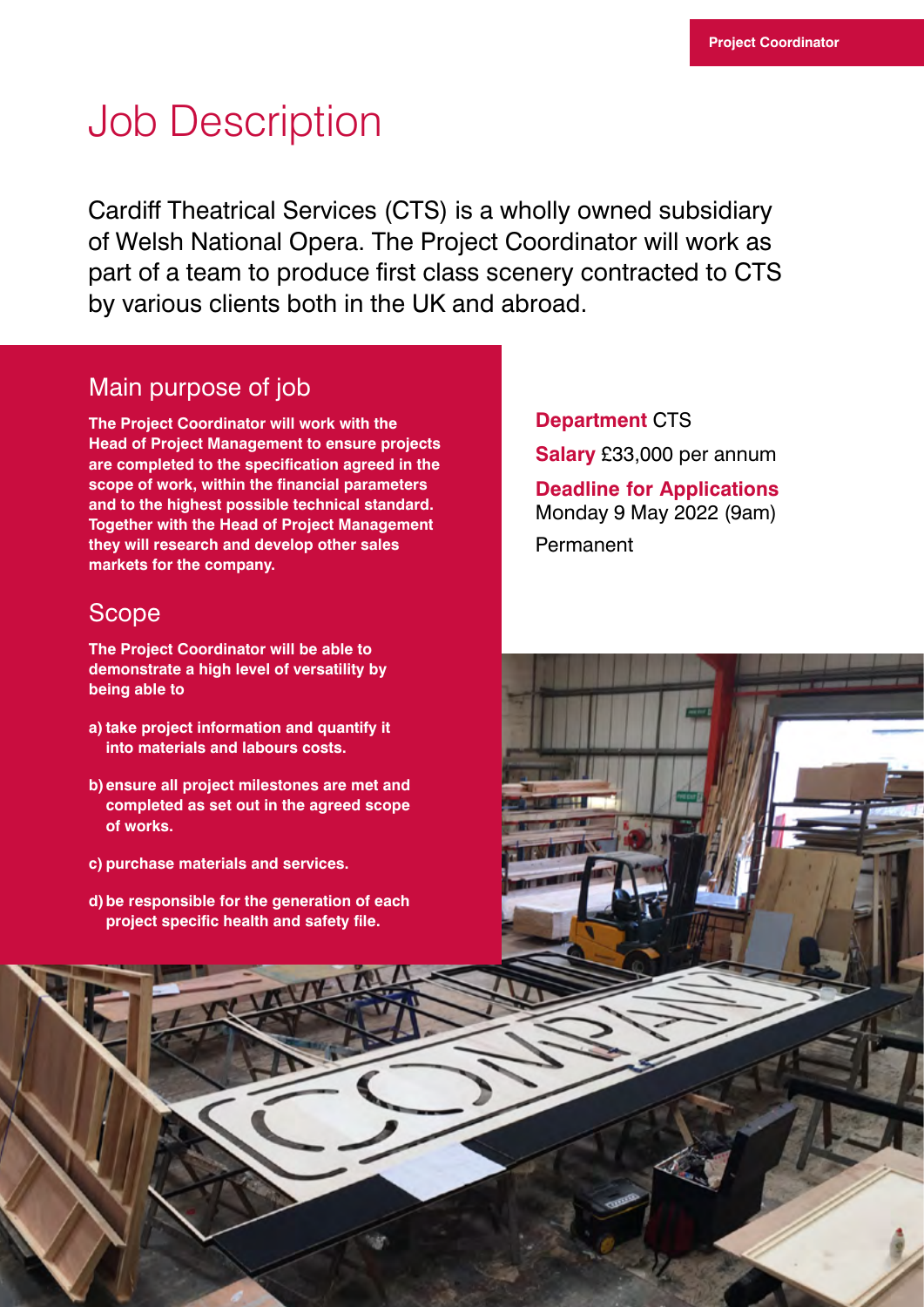# Job Description

Cardiff Theatrical Services (CTS) is a wholly owned subsidiary of Welsh National Opera. The Project Coordinator will work as part of a team to produce first class scenery contracted to CTS by various clients both in the UK and abroad.

## Main purpose of job

**The Project Coordinator will work with the Head of Project Management to ensure projects are completed to the specification agreed in the scope of work, within the financial parameters and to the highest possible technical standard. Together with the Head of Project Management they will research and develop other sales markets for the company.**

## Scope

**The Project Coordinator will be able to demonstrate a high level of versatility by being able to**

**a) take project information and quantify it into materials and labours costs.**

**b) ensure all project milestones are met and completed as set out in the agreed scope of works.**

**c) purchase materials and services.**

**d) be responsible for the generation of each project specific health and safety file.**

**Department** CTS

**Salary** £33,000 per annum

**Deadline for Applications**
Monday 9 May 2022 (9am)

Permanent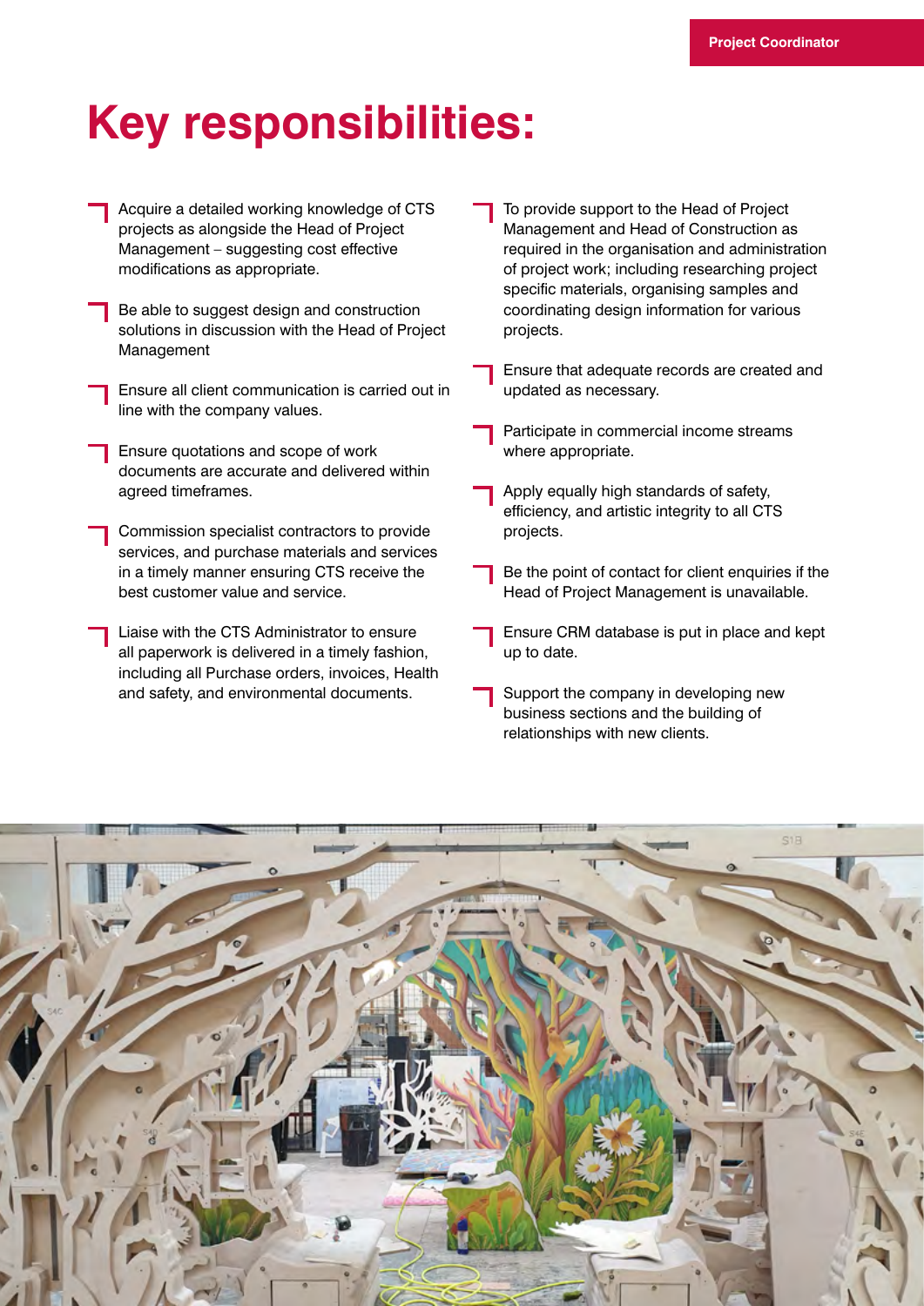# Key responsibilities:

- Acquire a detailed working knowledge of CTS projects as alongside the Head of Project Management – suggesting cost effective modifications as appropriate.
- Be able to suggest design and construction solutions in discussion with the Head of Project Management
- Ensure all client communication is carried out in line with the company values.
- Ensure quotations and scope of work documents are accurate and delivered within agreed timeframes.
- Commission specialist contractors to provide services, and purchase materials and services in a timely manner ensuring CTS receive the best customer value and service.
- Liaise with the CTS Administrator to ensure all paperwork is delivered in a timely fashion, including all Purchase orders, invoices, Health and safety, and environmental documents.
- To provide support to the Head of Project Management and Head of Construction as required in the organisation and administration of project work; including researching project specific materials, organising samples and coordinating design information for various projects.
- Ensure that adequate records are created and updated as necessary.
- Participate in commercial income streams where appropriate.
- Apply equally high standards of safety, efficiency, and artistic integrity to all CTS projects.
- Be the point of contact for client enquiries if the Head of Project Management is unavailable.
- Ensure CRM database is put in place and kept up to date.
- Support the company in developing new business sections and the building of relationships with new clients.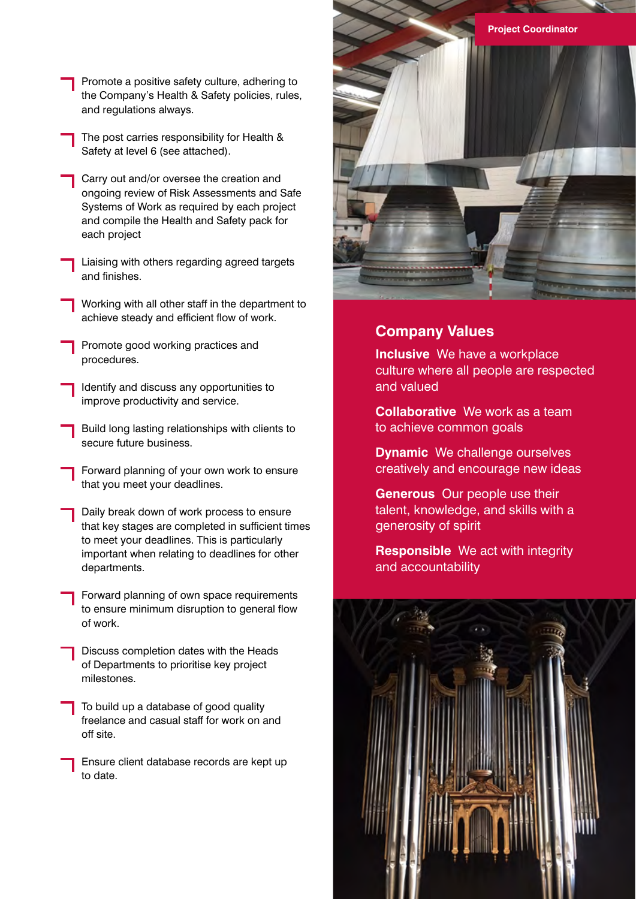- Promote a positive safety culture, adhering to the Company's Health & Safety policies, rules, and regulations always.
- The post carries responsibility for Health & Safety at level 6 (see attached).
- Carry out and/or oversee the creation and ongoing review of Risk Assessments and Safe Systems of Work as required by each project and compile the Health and Safety pack for each project
- Liaising with others regarding agreed targets and finishes.
- Working with all other staff in the department to achieve steady and efficient flow of work.
- Promote good working practices and procedures.
- Identify and discuss any opportunities to improve productivity and service.
- Build long lasting relationships with clients to secure future business.
- Forward planning of your own work to ensure that you meet your deadlines.
- Daily break down of work process to ensure that key stages are completed in sufficient times to meet your deadlines. This is particularly important when relating to deadlines for other departments.
- Forward planning of own space requirements to ensure minimum disruption to general flow of work.
- Discuss completion dates with the Heads of Departments to prioritise key project milestones.
- To build up a database of good quality freelance and casual staff for work on and off site.
- Ensure client database records are kept up to date.

## Company Values

**Inclusive** We have a workplace culture where all people are respected and valued

**Collaborative** We work as a team to achieve common goals

**Dynamic** We challenge ourselves creatively and encourage new ideas

**Generous** Our people use their talent, knowledge, and skills with a generosity of spirit

**Responsible** We act with integrity and accountability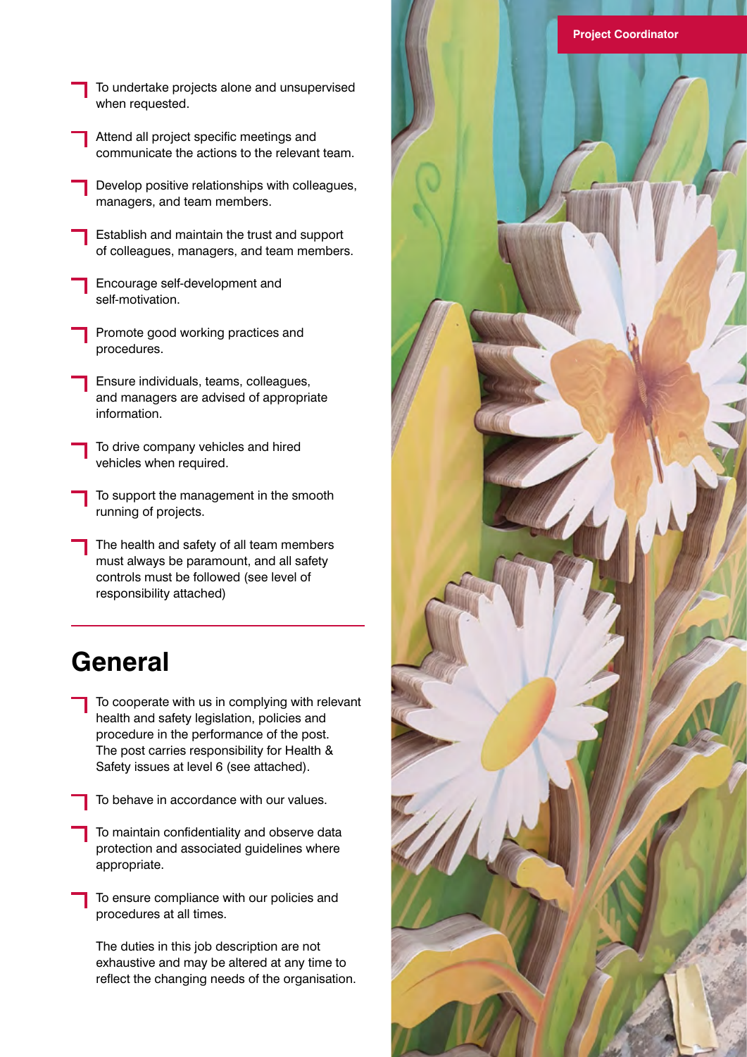- To undertake projects alone and unsupervised when requested.
- Attend all project specific meetings and communicate the actions to the relevant team.
- Develop positive relationships with colleagues, managers, and team members.
- Establish and maintain the trust and support of colleagues, managers, and team members.
- Encourage self-development and self-motivation.
- Promote good working practices and procedures.
- Ensure individuals, teams, colleagues, and managers are advised of appropriate information.
- To drive company vehicles and hired vehicles when required.
- To support the management in the smooth running of projects.
- The health and safety of all team members must always be paramount, and all safety controls must be followed (see level of responsibility attached)

## General

- To cooperate with us in complying with relevant health and safety legislation, policies and procedure in the performance of the post. The post carries responsibility for Health & Safety issues at level 6 (see attached).
- To behave in accordance with our values.
- To maintain confidentiality and observe data protection and associated guidelines where appropriate.
- To ensure compliance with our policies and procedures at all times.

The duties in this job description are not exhaustive and may be altered at any time to reflect the changing needs of the organisation.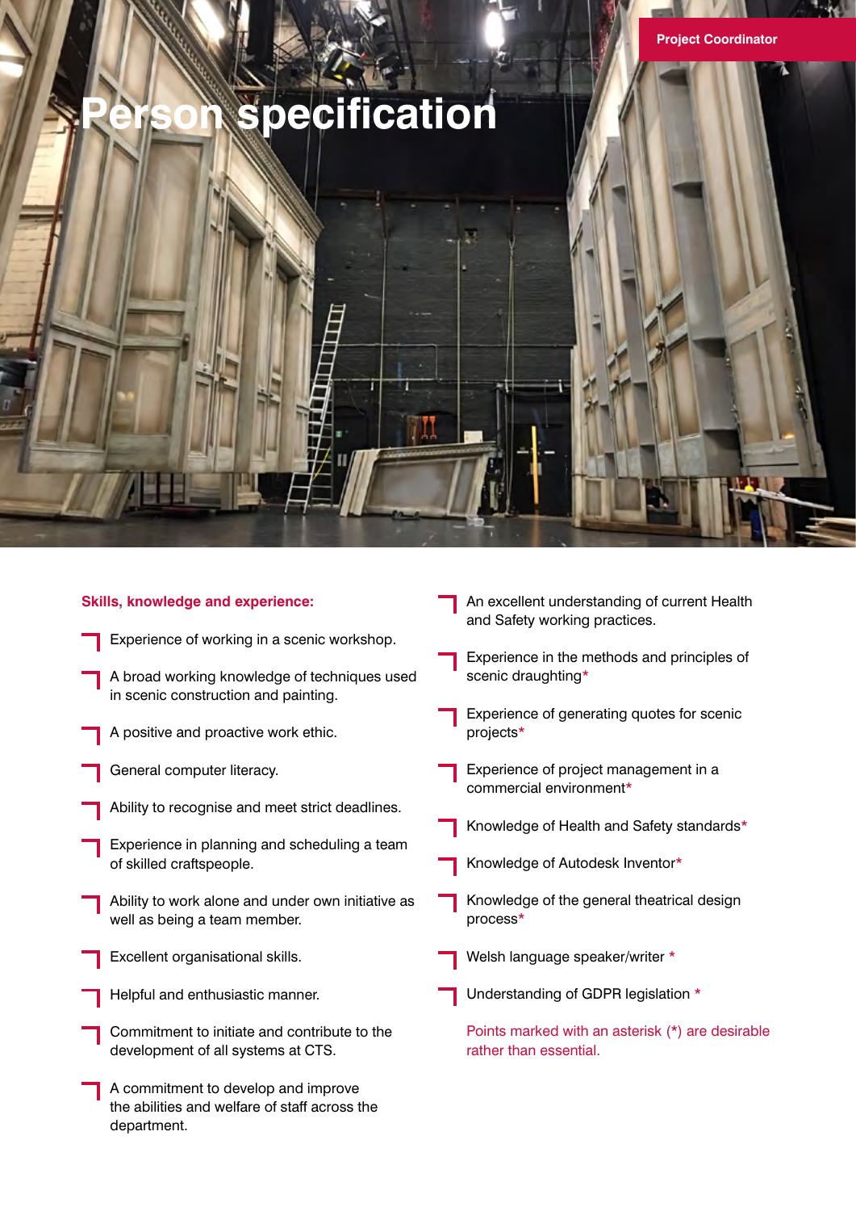# Person specification

## Skills, knowledge and experience:

- Experience of working in a scenic workshop.
- A broad working knowledge of techniques used in scenic construction and painting.
- A positive and proactive work ethic.
- General computer literacy.
- Ability to recognise and meet strict deadlines.
- Experience in planning and scheduling a team of skilled craftspeople.
- Ability to work alone and under own initiative as well as being a team member.
- Excellent organisational skills.
- Helpful and enthusiastic manner.
- Commitment to initiate and contribute to the development of all systems at CTS.
- A commitment to develop and improve the abilities and welfare of staff across the department.
- An excellent understanding of current Health and Safety working practices.
- Experience in the methods and principles of scenic draughting*
- Experience of generating quotes for scenic projects*
- Experience of project management in a commercial environment*
- Knowledge of Health and Safety standards*
- Knowledge of Autodesk Inventor*
- Knowledge of the general theatrical design process*
- Welsh language speaker/writer *
- Understanding of GDPR legislation *

Points marked with an asterisk (*) are desirable rather than essential.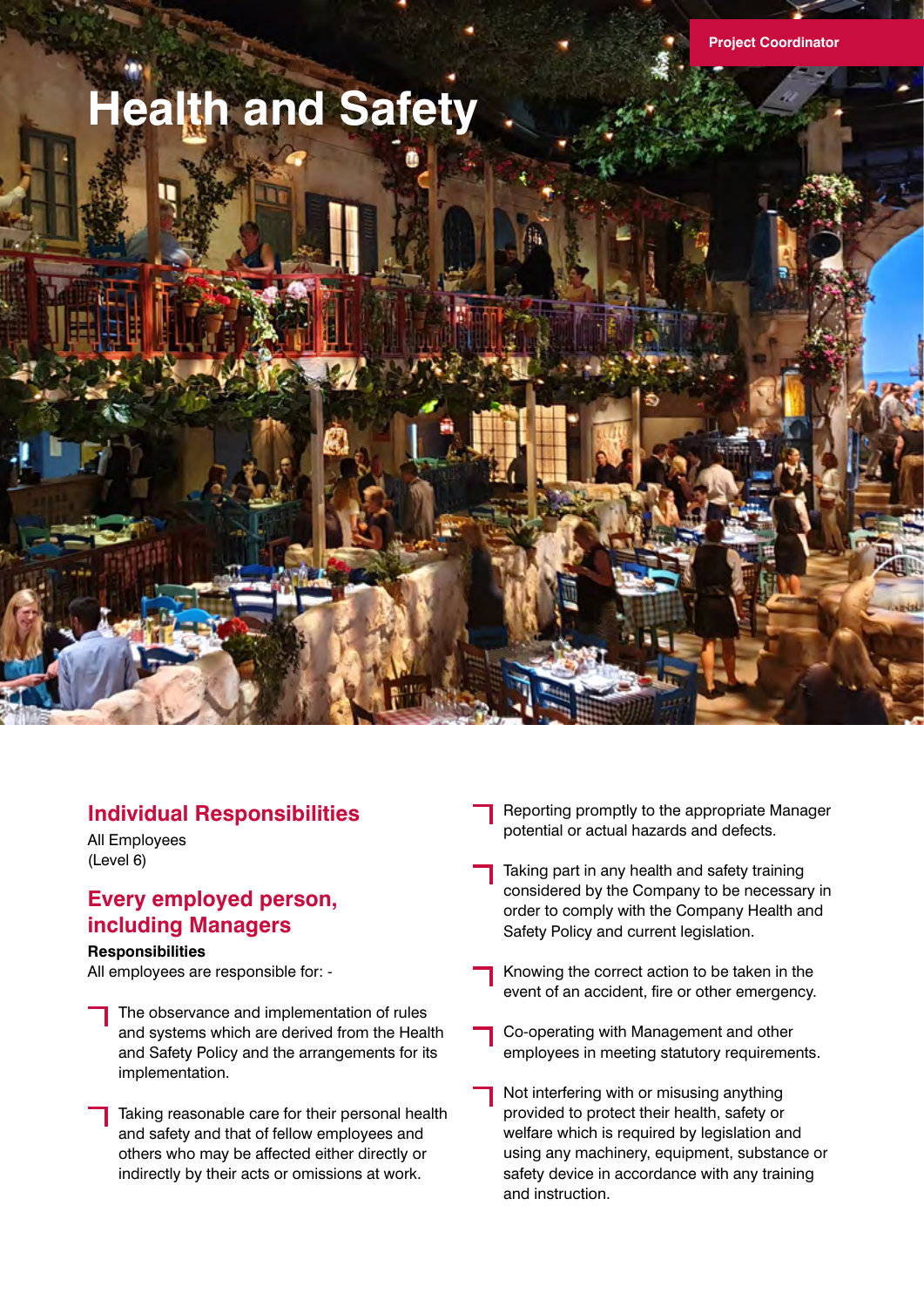Project Coordinator

# Health and Safety

## Individual Responsibilities

All Employees
(Level 6)

## Every employed person, including Managers

**Responsibilities**

All employees are responsible for: -

- The observance and implementation of rules and systems which are derived from the Health and Safety Policy and the arrangements for its implementation.
- Taking reasonable care for their personal health and safety and that of fellow employees and others who may be affected either directly or indirectly by their acts or omissions at work.
- Reporting promptly to the appropriate Manager potential or actual hazards and defects.
- Taking part in any health and safety training considered by the Company to be necessary in order to comply with the Company Health and Safety Policy and current legislation.
- Knowing the correct action to be taken in the event of an accident, fire or other emergency.
- Co-operating with Management and other employees in meeting statutory requirements.
- Not interfering with or misusing anything provided to protect their health, safety or welfare which is required by legislation and using any machinery, equipment, substance or safety device in accordance with any training and instruction.